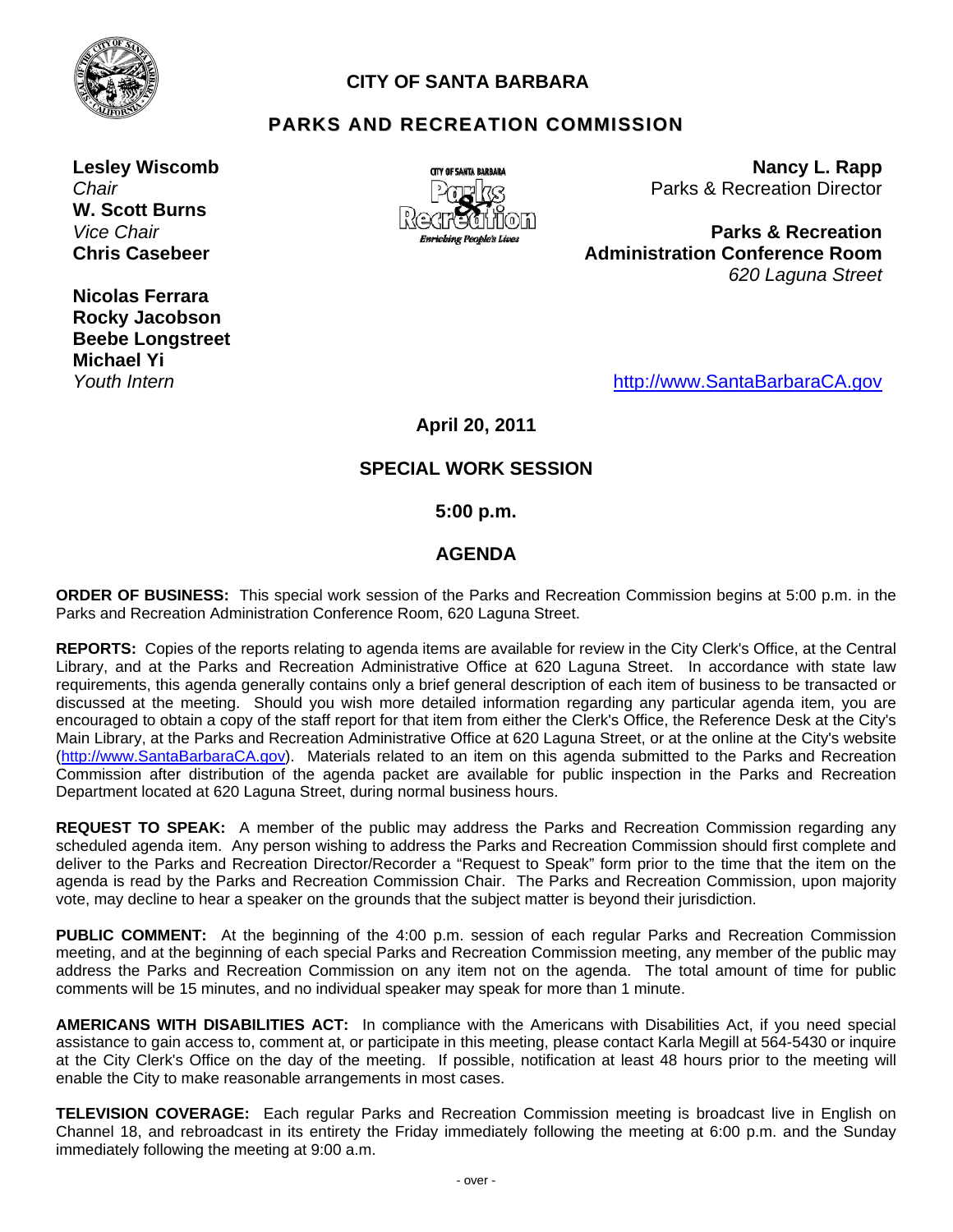# CITY OF SANTA BARBARA

## PARKS AND RECREATION COMMISSION

**Lesley Wiscomb**
*Chair*
**W. Scott Burns**
*Vice Chair*
**Chris Casebeer**
**Nicolas Ferrara**
**Rocky Jacobson**
**Beebe Longstreet**
**Michael Yi**
*Youth Intern*

**Nancy L. Rapp**
Parks & Recreation Director

**Parks & Recreation Administration Conference Room**
*620 Laguna Street*

http://www.SantaBarbaraCA.gov

**April 20, 2011**

**SPECIAL WORK SESSION**

**5:00 p.m.**

**AGENDA**

**ORDER OF BUSINESS:** This special work session of the Parks and Recreation Commission begins at 5:00 p.m. in the Parks and Recreation Administration Conference Room, 620 Laguna Street.

**REPORTS:** Copies of the reports relating to agenda items are available for review in the City Clerk's Office, at the Central Library, and at the Parks and Recreation Administrative Office at 620 Laguna Street. In accordance with state law requirements, this agenda generally contains only a brief general description of each item of business to be transacted or discussed at the meeting. Should you wish more detailed information regarding any particular agenda item, you are encouraged to obtain a copy of the staff report for that item from either the Clerk's Office, the Reference Desk at the City's Main Library, at the Parks and Recreation Administrative Office at 620 Laguna Street, or at the online at the City's website (http://www.SantaBarbaraCA.gov). Materials related to an item on this agenda submitted to the Parks and Recreation Commission after distribution of the agenda packet are available for public inspection in the Parks and Recreation Department located at 620 Laguna Street, during normal business hours.

**REQUEST TO SPEAK:** A member of the public may address the Parks and Recreation Commission regarding any scheduled agenda item. Any person wishing to address the Parks and Recreation Commission should first complete and deliver to the Parks and Recreation Director/Recorder a "Request to Speak" form prior to the time that the item on the agenda is read by the Parks and Recreation Commission Chair. The Parks and Recreation Commission, upon majority vote, may decline to hear a speaker on the grounds that the subject matter is beyond their jurisdiction.

**PUBLIC COMMENT:** At the beginning of the 4:00 p.m. session of each regular Parks and Recreation Commission meeting, and at the beginning of each special Parks and Recreation Commission meeting, any member of the public may address the Parks and Recreation Commission on any item not on the agenda. The total amount of time for public comments will be 15 minutes, and no individual speaker may speak for more than 1 minute.

**AMERICANS WITH DISABILITIES ACT:** In compliance with the Americans with Disabilities Act, if you need special assistance to gain access to, comment at, or participate in this meeting, please contact Karla Megill at 564-5430 or inquire at the City Clerk's Office on the day of the meeting. If possible, notification at least 48 hours prior to the meeting will enable the City to make reasonable arrangements in most cases.

**TELEVISION COVERAGE:** Each regular Parks and Recreation Commission meeting is broadcast live in English on Channel 18, and rebroadcast in its entirety the Friday immediately following the meeting at 6:00 p.m. and the Sunday immediately following the meeting at 9:00 a.m.

- over -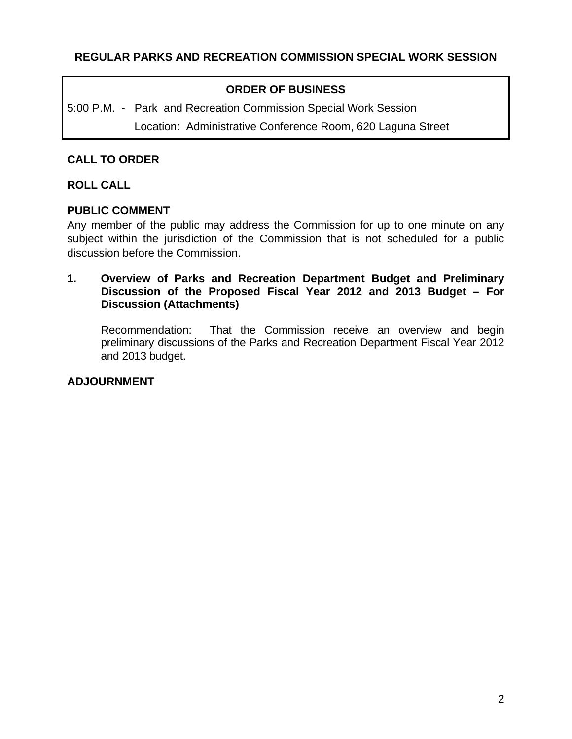## REGULAR PARKS AND RECREATION COMMISSION SPECIAL WORK SESSION

**ORDER OF BUSINESS**

5:00 P.M. - Park and Recreation Commission Special Work Session
Location: Administrative Conference Room, 620 Laguna Street

**CALL TO ORDER**

**ROLL CALL**

**PUBLIC COMMENT**

Any member of the public may address the Commission for up to one minute on any subject within the jurisdiction of the Commission that is not scheduled for a public discussion before the Commission.

**1. Overview of Parks and Recreation Department Budget and Preliminary Discussion of the Proposed Fiscal Year 2012 and 2013 Budget – For Discussion (Attachments)**

Recommendation: That the Commission receive an overview and begin preliminary discussions of the Parks and Recreation Department Fiscal Year 2012 and 2013 budget.

**ADJOURNMENT**